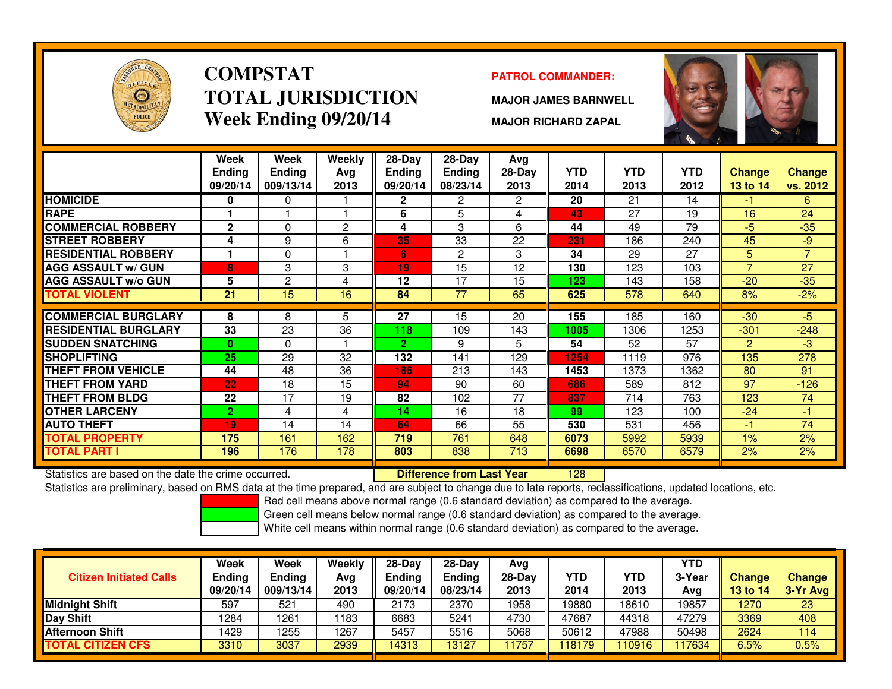# COMPSTAT
# TOTAL JURISDICTION
## Week Ending 09/20/14

**PATROL COMMANDER:**

**MAJOR JAMES BARNWELL**

**MAJOR RICHARD ZAPAL**

| | Week Ending 09/20/14 | Week Ending 009/13/14 | Weekly Avg 2013 | 28-Day Ending 09/20/14 | 28-Day Ending 08/23/14 | Avg 28-Day 2013 | YTD 2014 | YTD 2013 | YTD 2012 | Change 13 to 14 | Change vs. 2012 |
|---|---|---|---|---|---|---|---|---|---|---|---|
| HOMICIDE | 0 | 0 | 1 | 2 | 2 | 2 | 20 | 21 | 14 | -1 | 6 |
| RAPE | 1 | 1 | 1 | 6 | 5 | 4 | 43 | 27 | 19 | 16 | 24 |
| COMMERCIAL ROBBERY | 2 | 0 | 2 | 4 | 3 | 6 | 44 | 49 | 79 | -5 | -35 |
| STREET ROBBERY | 4 | 9 | 6 | 35 | 33 | 22 | 231 | 186 | 240 | 45 | -9 |
| RESIDENTIAL ROBBERY | 1 | 0 | 1 | 6 | 2 | 3 | 34 | 29 | 27 | 5 | 7 |
| AGG ASSAULT w/ GUN | 8 | 3 | 3 | 19 | 15 | 12 | 130 | 123 | 103 | 7 | 27 |
| AGG ASSAULT w/o GUN | 5 | 2 | 4 | 12 | 17 | 15 | 123 | 143 | 158 | -20 | -35 |
| TOTAL VIOLENT | 21 | 15 | 16 | 84 | 77 | 65 | 625 | 578 | 640 | 8% | -2% |
| COMMERCIAL BURGLARY | 8 | 8 | 5 | 27 | 15 | 20 | 155 | 185 | 160 | -30 | -5 |
| RESIDENTIAL BURGLARY | 33 | 23 | 36 | 118 | 109 | 143 | 1005 | 1306 | 1253 | -301 | -248 |
| SUDDEN SNATCHING | 0 | 0 | 1 | 2 | 9 | 5 | 54 | 52 | 57 | 2 | -3 |
| SHOPLIFTING | 25 | 29 | 32 | 132 | 141 | 129 | 1254 | 1119 | 976 | 135 | 278 |
| THEFT FROM VEHICLE | 44 | 48 | 36 | 186 | 213 | 143 | 1453 | 1373 | 1362 | 80 | 91 |
| THEFT FROM YARD | 22 | 18 | 15 | 94 | 90 | 60 | 686 | 589 | 812 | 97 | -126 |
| THEFT FROM BLDG | 22 | 17 | 19 | 82 | 102 | 77 | 837 | 714 | 763 | 123 | 74 |
| OTHER LARCENY | 2 | 4 | 4 | 14 | 16 | 18 | 99 | 123 | 100 | -24 | -1 |
| AUTO THEFT | 19 | 14 | 14 | 64 | 66 | 55 | 530 | 531 | 456 | -1 | 74 |
| TOTAL PROPERTY | 175 | 161 | 162 | 719 | 761 | 648 | 6073 | 5992 | 5939 | 1% | 2% |
| TOTAL PART I | 196 | 176 | 178 | 803 | 838 | 713 | 6698 | 6570 | 6579 | 2% | 2% |

Statistics are based on the date the crime occurred. **Difference from Last Year** 128

Statistics are preliminary, based on RMS data at the time prepared, and are subject to change due to late reports, reclassifications, updated locations, etc.

Red cell means above normal range (0.6 standard deviation) as compared to the average.
Green cell means below normal range (0.6 standard deviation) as compared to the average.
White cell means within normal range (0.6 standard deviation) as compared to the average.

| Citizen Initiated Calls | Week Ending 09/20/14 | Week Ending 009/13/14 | Weekly Avg 2013 | 28-Day Ending 09/20/14 | 28-Day Ending 08/23/14 | Avg 28-Day 2013 | YTD 2014 | YTD 2013 | YTD 3-Year Avg | Change 13 to 14 | Change 3-Yr Avg |
|---|---|---|---|---|---|---|---|---|---|---|---|
| Midnight Shift | 597 | 521 | 490 | 2173 | 2370 | 1958 | 19880 | 18610 | 19857 | 1270 | 23 |
| Day Shift | 1284 | 1261 | 1183 | 6683 | 5241 | 4730 | 47687 | 44318 | 47279 | 3369 | 408 |
| Afternoon Shift | 1429 | 1255 | 1267 | 5457 | 5516 | 5068 | 50612 | 47988 | 50498 | 2624 | 114 |
| TOTAL CITIZEN CFS | 3310 | 3037 | 2939 | 14313 | 13127 | 11757 | 118179 | 110916 | 117634 | 6.5% | 0.5% |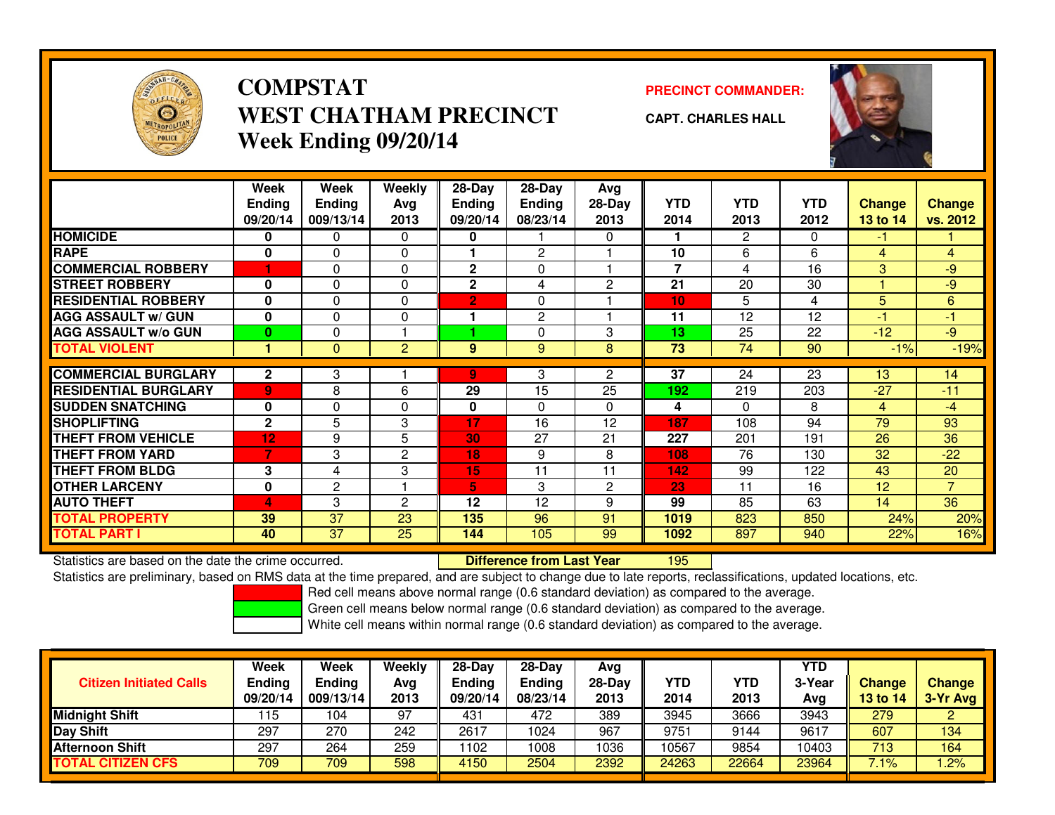# COMPSTAT
# WEST CHATHAM PRECINCT
# Week Ending 09/20/14

**PRECINCT COMMANDER:**

**CAPT. CHARLES HALL**

| | Week Ending 09/20/14 | Week Ending 009/13/14 | Weekly Avg 2013 | 28-Day Ending 09/20/14 | 28-Day Ending 08/23/14 | Avg 28-Day 2013 | YTD 2014 | YTD 2013 | YTD 2012 | Change 13 to 14 | Change vs. 2012 |
|---|---|---|---|---|---|---|---|---|---|---|---|
| HOMICIDE | 0 | 0 | 0 | 0 | 1 | 0 | 1 | 2 | 0 | -1 | 1 |
| RAPE | 0 | 0 | 0 | 1 | 2 | 1 | 10 | 6 | 6 | 4 | 4 |
| COMMERCIAL ROBBERY | 1 | 0 | 0 | 2 | 0 | 1 | 7 | 4 | 16 | 3 | -9 |
| STREET ROBBERY | 0 | 0 | 0 | 2 | 4 | 2 | 21 | 20 | 30 | 1 | -9 |
| RESIDENTIAL ROBBERY | 0 | 0 | 0 | 2 | 0 | 1 | 10 | 5 | 4 | 5 | 6 |
| AGG ASSAULT w/ GUN | 0 | 0 | 0 | 1 | 2 | 1 | 11 | 12 | 12 | -1 | -1 |
| AGG ASSAULT w/o GUN | 0 | 0 | 1 | 1 | 0 | 3 | 13 | 25 | 22 | -12 | -9 |
| TOTAL VIOLENT | 1 | 0 | 2 | 9 | 9 | 8 | 73 | 74 | 90 | -1% | -19% |
| COMMERCIAL BURGLARY | 2 | 3 | 1 | 9 | 3 | 2 | 37 | 24 | 23 | 13 | 14 |
| RESIDENTIAL BURGLARY | 9 | 8 | 6 | 29 | 15 | 25 | 192 | 219 | 203 | -27 | -11 |
| SUDDEN SNATCHING | 0 | 0 | 0 | 0 | 0 | 0 | 4 | 0 | 8 | 4 | -4 |
| SHOPLIFTING | 2 | 5 | 3 | 17 | 16 | 12 | 187 | 108 | 94 | 79 | 93 |
| THEFT FROM VEHICLE | 12 | 9 | 5 | 30 | 27 | 21 | 227 | 201 | 191 | 26 | 36 |
| THEFT FROM YARD | 7 | 3 | 2 | 18 | 9 | 8 | 108 | 76 | 130 | 32 | -22 |
| THEFT FROM BLDG | 3 | 4 | 3 | 15 | 11 | 11 | 142 | 99 | 122 | 43 | 20 |
| OTHER LARCENY | 0 | 2 | 1 | 5 | 3 | 2 | 23 | 11 | 16 | 12 | 7 |
| AUTO THEFT | 4 | 3 | 2 | 12 | 12 | 9 | 99 | 85 | 63 | 14 | 36 |
| TOTAL PROPERTY | 39 | 37 | 23 | 135 | 96 | 91 | 1019 | 823 | 850 | 24% | 20% |
| TOTAL PART I | 40 | 37 | 25 | 144 | 105 | 99 | 1092 | 897 | 940 | 22% | 16% |

Statistics are based on the date the crime occurred. **Difference from Last Year** 195

Statistics are preliminary, based on RMS data at the time prepared, and are subject to change due to late reports, reclassifications, updated locations, etc.

Red cell means above normal range (0.6 standard deviation) as compared to the average.

Green cell means below normal range (0.6 standard deviation) as compared to the average.

White cell means within normal range (0.6 standard deviation) as compared to the average.

| Citizen Initiated Calls | Week Ending 09/20/14 | Week Ending 009/13/14 | Weekly Avg 2013 | 28-Day Ending 09/20/14 | 28-Day Ending 08/23/14 | Avg 28-Day 2013 | YTD 2014 | YTD 2013 | YTD 3-Year Avg | Change 13 to 14 | Change 3-Yr Avg |
|---|---|---|---|---|---|---|---|---|---|---|---|
| Midnight Shift | 115 | 104 | 97 | 431 | 472 | 389 | 3945 | 3666 | 3943 | 279 | 2 |
| Day Shift | 297 | 270 | 242 | 2617 | 1024 | 967 | 9751 | 9144 | 9617 | 607 | 134 |
| Afternoon Shift | 297 | 264 | 259 | 1102 | 1008 | 1036 | 10567 | 9854 | 10403 | 713 | 164 |
| TOTAL CITIZEN CFS | 709 | 709 | 598 | 4150 | 2504 | 2392 | 24263 | 22664 | 23964 | 7.1% | 1.2% |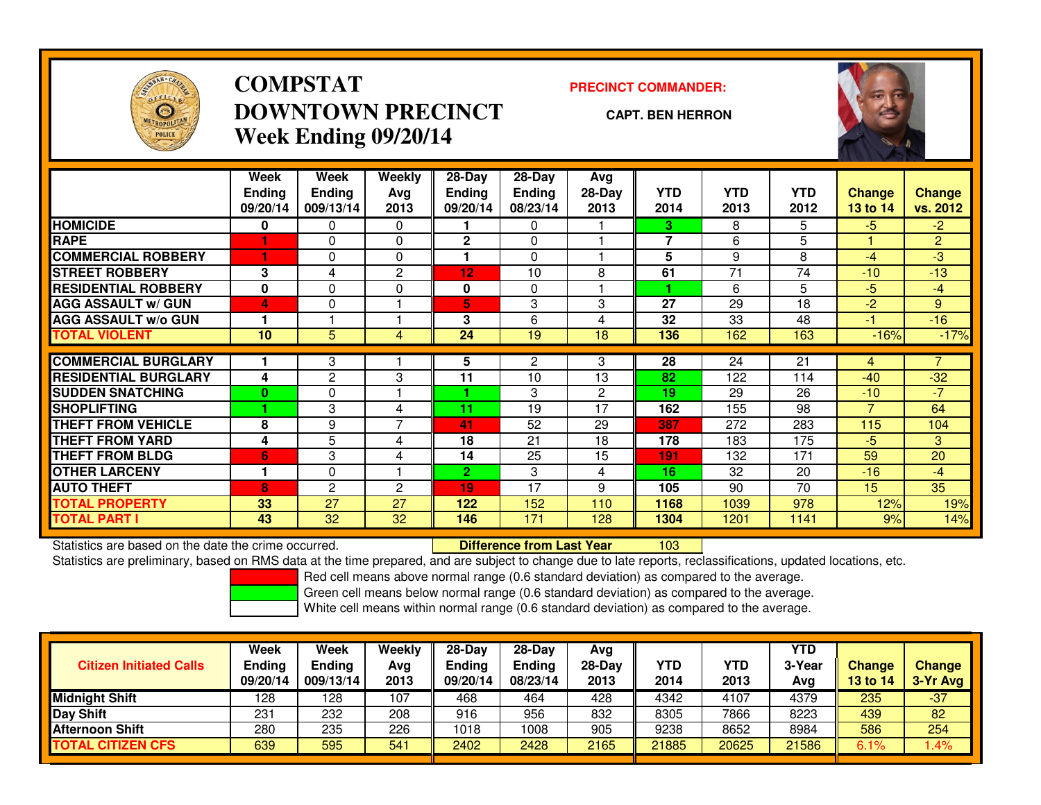# COMPSTAT
# DOWNTOWN PRECINCT
## Week Ending 09/20/14

**PRECINCT COMMANDER:**

**CAPT. BEN HERRON**

| | Week Ending 09/20/14 | Week Ending 009/13/14 | Weekly Avg 2013 | 28-Day Ending 09/20/14 | 28-Day Ending 08/23/14 | Avg 28-Day 2013 | YTD 2014 | YTD 2013 | YTD 2012 | Change 13 to 14 | Change vs. 2012 |
|---|---|---|---|---|---|---|---|---|---|---|---|
| HOMICIDE | 0 | 0 | 0 | 1 | 0 | 1 | 3 | 8 | 5 | -5 | -2 |
| RAPE | 1 | 0 | 0 | 2 | 0 | 1 | 7 | 6 | 5 | 1 | 2 |
| COMMERCIAL ROBBERY | 1 | 0 | 0 | 1 | 0 | 1 | 5 | 9 | 8 | -4 | -3 |
| STREET ROBBERY | 3 | 4 | 2 | 12 | 10 | 8 | 61 | 71 | 74 | -10 | -13 |
| RESIDENTIAL ROBBERY | 0 | 0 | 0 | 0 | 0 | 1 | 1 | 6 | 5 | -5 | -4 |
| AGG ASSAULT w/ GUN | 4 | 0 | 1 | 5 | 3 | 3 | 27 | 29 | 18 | -2 | 9 |
| AGG ASSAULT w/o GUN | 1 | 1 | 1 | 3 | 6 | 4 | 32 | 33 | 48 | -1 | -16 |
| TOTAL VIOLENT | 10 | 5 | 4 | 24 | 19 | 18 | 136 | 162 | 163 | -16% | -17% |
| COMMERCIAL BURGLARY | 1 | 3 | 1 | 5 | 2 | 3 | 28 | 24 | 21 | 4 | 7 |
| RESIDENTIAL BURGLARY | 4 | 2 | 3 | 11 | 10 | 13 | 82 | 122 | 114 | -40 | -32 |
| SUDDEN SNATCHING | 0 | 0 | 1 | 1 | 3 | 2 | 19 | 29 | 26 | -10 | -7 |
| SHOPLIFTING | 1 | 3 | 4 | 11 | 19 | 17 | 162 | 155 | 98 | 7 | 64 |
| THEFT FROM VEHICLE | 8 | 9 | 7 | 41 | 52 | 29 | 387 | 272 | 283 | 115 | 104 |
| THEFT FROM YARD | 4 | 5 | 4 | 18 | 21 | 18 | 178 | 183 | 175 | -5 | 3 |
| THEFT FROM BLDG | 6 | 3 | 4 | 14 | 25 | 15 | 191 | 132 | 171 | 59 | 20 |
| OTHER LARCENY | 1 | 0 | 1 | 2 | 3 | 4 | 16 | 32 | 20 | -16 | -4 |
| AUTO THEFT | 8 | 2 | 2 | 19 | 17 | 9 | 105 | 90 | 70 | 15 | 35 |
| TOTAL PROPERTY | 33 | 27 | 27 | 122 | 152 | 110 | 1168 | 1039 | 978 | 12% | 19% |
| TOTAL PART I | 43 | 32 | 32 | 146 | 171 | 128 | 1304 | 1201 | 1141 | 9% | 14% |

Statistics are based on the date the crime occurred. **Difference from Last Year** 103

Statistics are preliminary, based on RMS data at the time prepared, and are subject to change due to late reports, reclassifications, updated locations, etc.

Red cell means above normal range (0.6 standard deviation) as compared to the average.

Green cell means below normal range (0.6 standard deviation) as compared to the average.

White cell means within normal range (0.6 standard deviation) as compared to the average.

| Citizen Initiated Calls | Week Ending 09/20/14 | Week Ending 009/13/14 | Weekly Avg 2013 | 28-Day Ending 09/20/14 | 28-Day Ending 08/23/14 | Avg 28-Day 2013 | YTD 2014 | YTD 2013 | YTD 3-Year Avg | Change 13 to 14 | Change 3-Yr Avg |
|---|---|---|---|---|---|---|---|---|---|---|---|
| Midnight Shift | 128 | 128 | 107 | 468 | 464 | 428 | 4342 | 4107 | 4379 | 235 | -37 |
| Day Shift | 231 | 232 | 208 | 916 | 956 | 832 | 8305 | 7866 | 8223 | 439 | 82 |
| Afternoon Shift | 280 | 235 | 226 | 1018 | 1008 | 905 | 9238 | 8652 | 8984 | 586 | 254 |
| TOTAL CITIZEN CFS | 639 | 595 | 541 | 2402 | 2428 | 2165 | 21885 | 20625 | 21586 | 6.1% | 1.4% |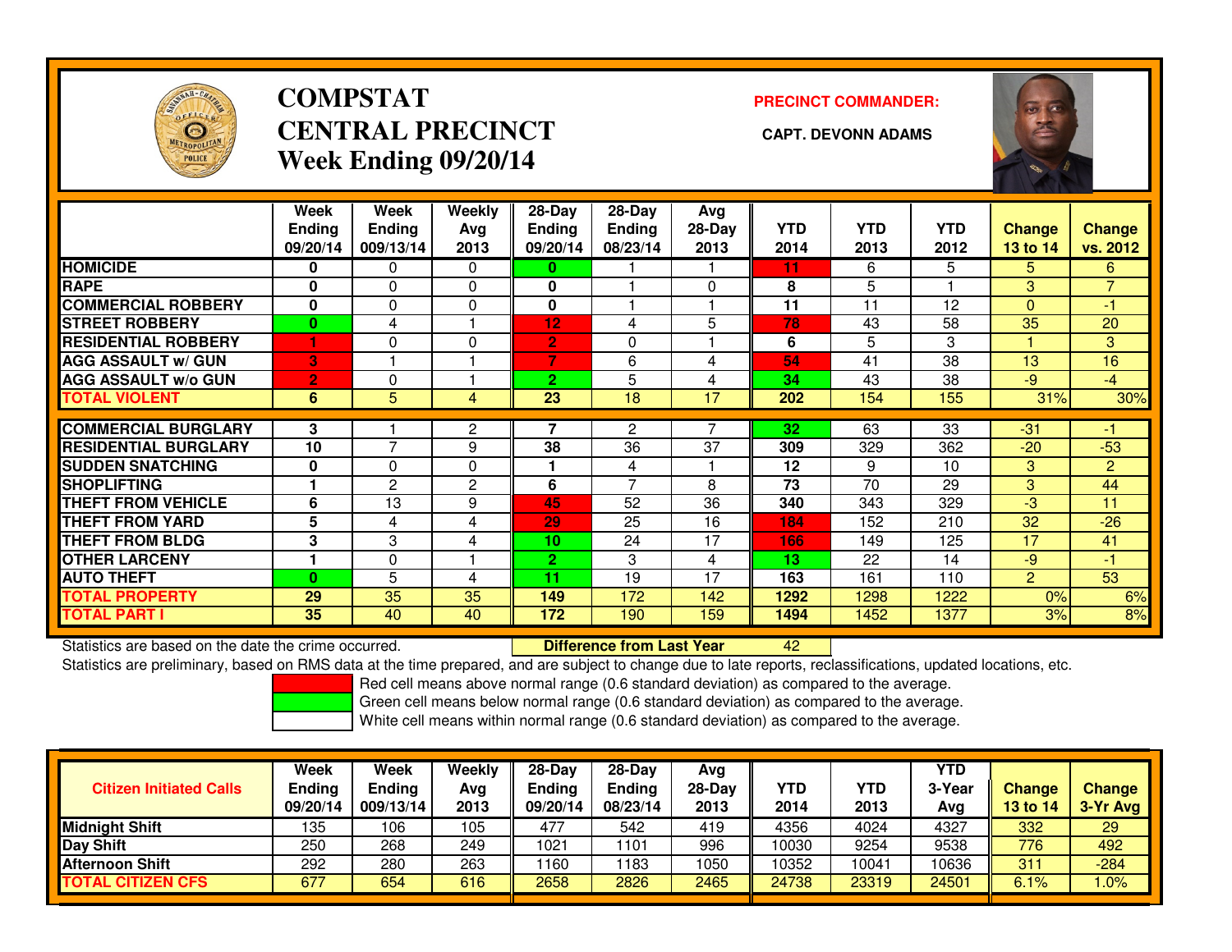# COMPSTAT
# CENTRAL PRECINCT
# Week Ending 09/20/14

**PRECINCT COMMANDER:**

**CAPT. DEVONN ADAMS**

| | Week Ending 09/20/14 | Week Ending 009/13/14 | Weekly Avg 2013 | 28-Day Ending 09/20/14 | 28-Day Ending 08/23/14 | Avg 28-Day 2013 | YTD 2014 | YTD 2013 | YTD 2012 | Change 13 to 14 | Change vs. 2012 |
|---|---|---|---|---|---|---|---|---|---|---|---|
| HOMICIDE | 0 | 0 | 0 | 0 | 1 | 1 | 11 | 6 | 5 | 5 | 6 |
| RAPE | 0 | 0 | 0 | 0 | 1 | 0 | 8 | 5 | 1 | 3 | 7 |
| COMMERCIAL ROBBERY | 0 | 0 | 0 | 0 | 1 | 1 | 11 | 11 | 12 | 0 | -1 |
| STREET ROBBERY | 0 | 4 | 1 | 12 | 4 | 5 | 78 | 43 | 58 | 35 | 20 |
| RESIDENTIAL ROBBERY | 1 | 0 | 0 | 2 | 0 | 1 | 6 | 5 | 3 | 1 | 3 |
| AGG ASSAULT w/ GUN | 3 | 1 | 1 | 7 | 6 | 4 | 54 | 41 | 38 | 13 | 16 |
| AGG ASSAULT w/o GUN | 2 | 0 | 1 | 2 | 5 | 4 | 34 | 43 | 38 | -9 | -4 |
| TOTAL VIOLENT | 6 | 5 | 4 | 23 | 18 | 17 | 202 | 154 | 155 | 31% | 30% |
| COMMERCIAL BURGLARY | 3 | 1 | 2 | 7 | 2 | 7 | 32 | 63 | 33 | -31 | -1 |
| RESIDENTIAL BURGLARY | 10 | 7 | 9 | 38 | 36 | 37 | 309 | 329 | 362 | -20 | -53 |
| SUDDEN SNATCHING | 0 | 0 | 0 | 1 | 4 | 1 | 12 | 9 | 10 | 3 | 2 |
| SHOPLIFTING | 1 | 2 | 2 | 6 | 7 | 8 | 73 | 70 | 29 | 3 | 44 |
| THEFT FROM VEHICLE | 6 | 13 | 9 | 45 | 52 | 36 | 340 | 343 | 329 | -3 | 11 |
| THEFT FROM YARD | 5 | 4 | 4 | 29 | 25 | 16 | 184 | 152 | 210 | 32 | -26 |
| THEFT FROM BLDG | 3 | 3 | 4 | 10 | 24 | 17 | 166 | 149 | 125 | 17 | 41 |
| OTHER LARCENY | 1 | 0 | 1 | 2 | 3 | 4 | 13 | 22 | 14 | -9 | -1 |
| AUTO THEFT | 0 | 5 | 4 | 11 | 19 | 17 | 163 | 161 | 110 | 2 | 53 |
| TOTAL PROPERTY | 29 | 35 | 35 | 149 | 172 | 142 | 1292 | 1298 | 1222 | 0% | 6% |
| TOTAL PART I | 35 | 40 | 40 | 172 | 190 | 159 | 1494 | 1452 | 1377 | 3% | 8% |

Statistics are based on the date the crime occurred. **Difference from Last Year** 42

Statistics are preliminary, based on RMS data at the time prepared, and are subject to change due to late reports, reclassifications, updated locations, etc.

Red cell means above normal range (0.6 standard deviation) as compared to the average.
Green cell means below normal range (0.6 standard deviation) as compared to the average.
White cell means within normal range (0.6 standard deviation) as compared to the average.

| Citizen Initiated Calls | Week Ending 09/20/14 | Week Ending 009/13/14 | Weekly Avg 2013 | 28-Day Ending 09/20/14 | 28-Day Ending 08/23/14 | Avg 28-Day 2013 | YTD 2014 | YTD 2013 | YTD 3-Year Avg | Change 13 to 14 | Change 3-Yr Avg |
|---|---|---|---|---|---|---|---|---|---|---|---|
| Midnight Shift | 135 | 106 | 105 | 477 | 542 | 419 | 4356 | 4024 | 4327 | 332 | 29 |
| Day Shift | 250 | 268 | 249 | 1021 | 1101 | 996 | 10030 | 9254 | 9538 | 776 | 492 |
| Afternoon Shift | 292 | 280 | 263 | 1160 | 1183 | 1050 | 10352 | 10041 | 10636 | 311 | -284 |
| TOTAL CITIZEN CFS | 677 | 654 | 616 | 2658 | 2826 | 2465 | 24738 | 23319 | 24501 | 6.1% | 1.0% |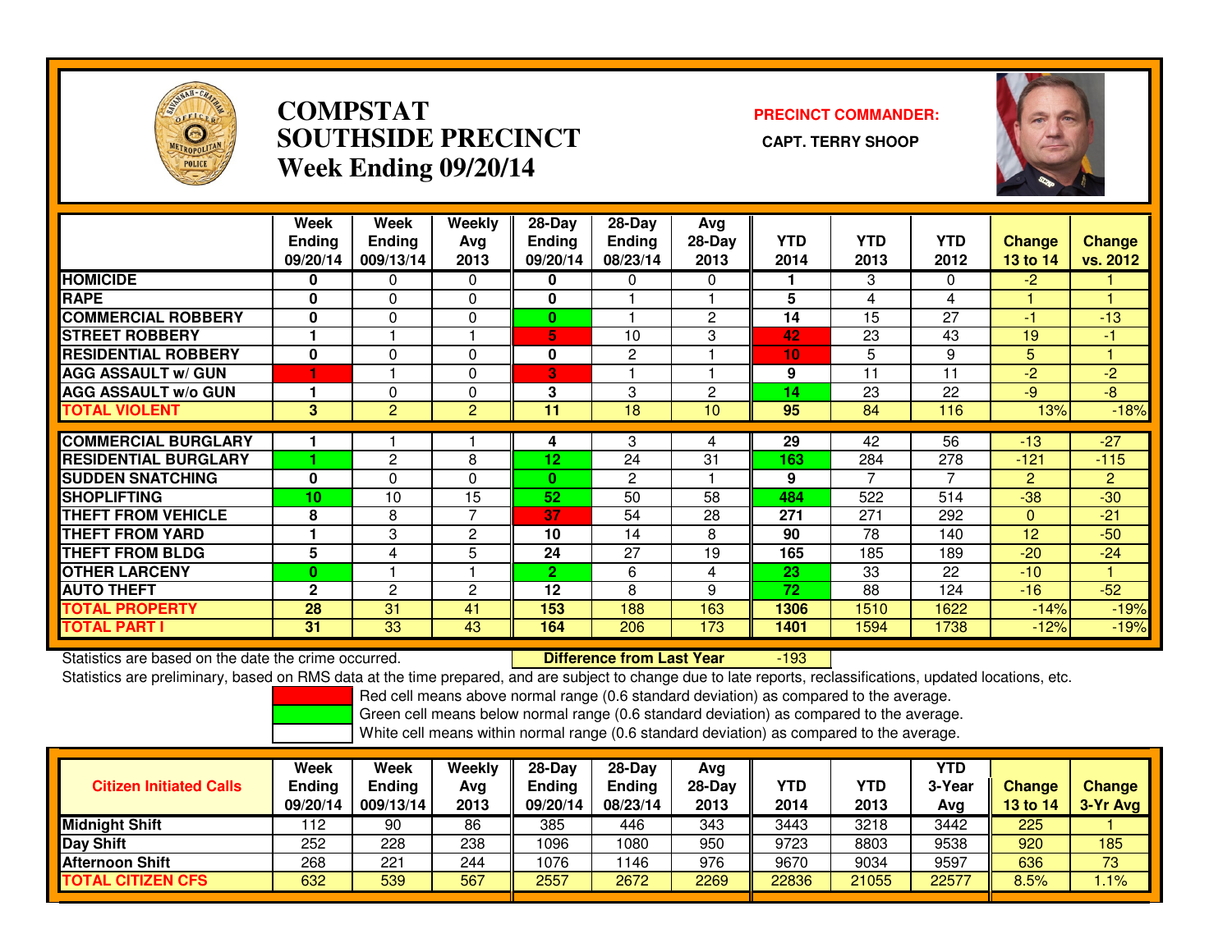# COMPSTAT
# SOUTHSIDE PRECINCT
## Week Ending 09/20/14

**PRECINCT COMMANDER:**

**CAPT. TERRY SHOOP**

| | Week Ending 09/20/14 | Week Ending 009/13/14 | Weekly Avg 2013 | 28-Day Ending 09/20/14 | 28-Day Ending 08/23/14 | Avg 28-Day 2013 | YTD 2014 | YTD 2013 | YTD 2012 | Change 13 to 14 | Change vs. 2012 |
|---|---|---|---|---|---|---|---|---|---|---|---|
| HOMICIDE | 0 | 0 | 0 | 0 | 0 | 0 | 1 | 3 | 0 | -2 | 1 |
| RAPE | 0 | 0 | 0 | 0 | 1 | 1 | 5 | 4 | 4 | 1 | 1 |
| COMMERCIAL ROBBERY | 0 | 0 | 0 | 0 | 1 | 2 | 14 | 15 | 27 | -1 | -13 |
| STREET ROBBERY | 1 | 1 | 1 | 5 | 10 | 3 | 42 | 23 | 43 | 19 | -1 |
| RESIDENTIAL ROBBERY | 0 | 0 | 0 | 0 | 2 | 1 | 10 | 5 | 9 | 5 | 1 |
| AGG ASSAULT w/ GUN | 1 | 1 | 0 | 3 | 1 | 1 | 9 | 11 | 11 | -2 | -2 |
| AGG ASSAULT w/o GUN | 1 | 0 | 0 | 3 | 3 | 2 | 14 | 23 | 22 | -9 | -8 |
| TOTAL VIOLENT | 3 | 2 | 2 | 11 | 18 | 10 | 95 | 84 | 116 | 13% | -18% |
| COMMERCIAL BURGLARY | 1 | 1 | 1 | 4 | 3 | 4 | 29 | 42 | 56 | -13 | -27 |
| RESIDENTIAL BURGLARY | 1 | 2 | 8 | 12 | 24 | 31 | 163 | 284 | 278 | -121 | -115 |
| SUDDEN SNATCHING | 0 | 0 | 0 | 0 | 2 | 1 | 9 | 7 | 7 | 2 | 2 |
| SHOPLIFTING | 10 | 10 | 15 | 52 | 50 | 58 | 484 | 522 | 514 | -38 | -30 |
| THEFT FROM VEHICLE | 8 | 8 | 7 | 37 | 54 | 28 | 271 | 271 | 292 | 0 | -21 |
| THEFT FROM YARD | 1 | 3 | 2 | 10 | 14 | 8 | 90 | 78 | 140 | 12 | -50 |
| THEFT FROM BLDG | 5 | 4 | 5 | 24 | 27 | 19 | 165 | 185 | 189 | -20 | -24 |
| OTHER LARCENY | 0 | 1 | 1 | 2 | 6 | 4 | 23 | 33 | 22 | -10 | 1 |
| AUTO THEFT | 2 | 2 | 2 | 12 | 8 | 9 | 72 | 88 | 124 | -16 | -52 |
| TOTAL PROPERTY | 28 | 31 | 41 | 153 | 188 | 163 | 1306 | 1510 | 1622 | -14% | -19% |
| TOTAL PART I | 31 | 33 | 43 | 164 | 206 | 173 | 1401 | 1594 | 1738 | -12% | -19% |

Statistics are based on the date the crime occurred. **Difference from Last Year** -193

Statistics are preliminary, based on RMS data at the time prepared, and are subject to change due to late reports, reclassifications, updated locations, etc.

Red cell means above normal range (0.6 standard deviation) as compared to the average.
Green cell means below normal range (0.6 standard deviation) as compared to the average.
White cell means within normal range (0.6 standard deviation) as compared to the average.

| Citizen Initiated Calls | Week Ending 09/20/14 | Week Ending 009/13/14 | Weekly Avg 2013 | 28-Day Ending 09/20/14 | 28-Day Ending 08/23/14 | Avg 28-Day 2013 | YTD 2014 | YTD 2013 | YTD 3-Year Avg | Change 13 to 14 | Change 3-Yr Avg |
|---|---|---|---|---|---|---|---|---|---|---|---|
| Midnight Shift | 112 | 90 | 86 | 385 | 446 | 343 | 3443 | 3218 | 3442 | 225 | 1 |
| Day Shift | 252 | 228 | 238 | 1096 | 1080 | 950 | 9723 | 8803 | 9538 | 920 | 185 |
| Afternoon Shift | 268 | 221 | 244 | 1076 | 1146 | 976 | 9670 | 9034 | 9597 | 636 | 73 |
| TOTAL CITIZEN CFS | 632 | 539 | 567 | 2557 | 2672 | 2269 | 22836 | 21055 | 22577 | 8.5% | 1.1% |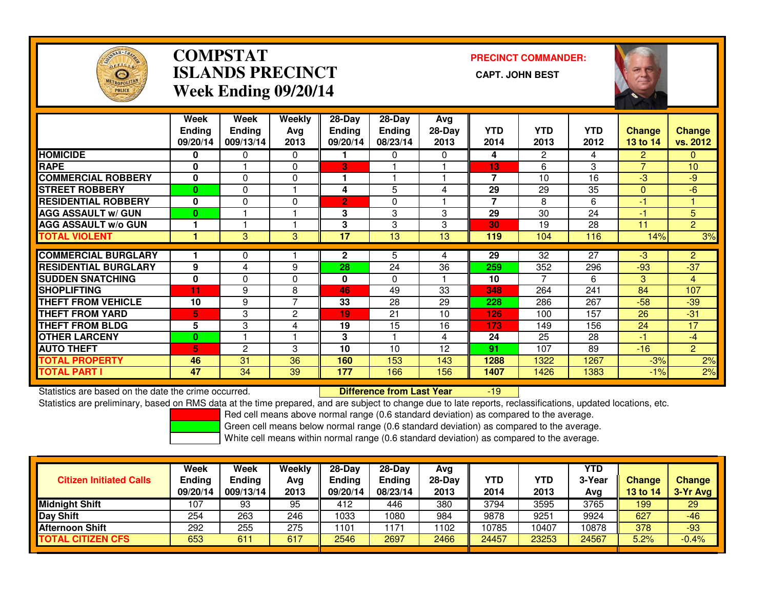# COMPSTAT ISLANDS PRECINCT Week Ending 09/20/14

**PRECINCT COMMANDER:**

**CAPT. JOHN BEST**

| | Week Ending 09/20/14 | Week Ending 009/13/14 | Weekly Avg 2013 | 28-Day Ending 09/20/14 | 28-Day Ending 08/23/14 | Avg 28-Day 2013 | YTD 2014 | YTD 2013 | YTD 2012 | Change 13 to 14 | Change vs. 2012 |
|---|---|---|---|---|---|---|---|---|---|---|---|
| HOMICIDE | 0 | 0 | 0 | 1 | 0 | 0 | 4 | 2 | 4 | 2 | 0 |
| RAPE | 0 | 1 | 0 | 3 | 1 | 1 | 13 | 6 | 3 | 7 | 10 |
| COMMERCIAL ROBBERY | 0 | 0 | 0 | 1 | 1 | 1 | 7 | 10 | 16 | -3 | -9 |
| STREET ROBBERY | 0 | 0 | 1 | 4 | 5 | 4 | 29 | 29 | 35 | 0 | -6 |
| RESIDENTIAL ROBBERY | 0 | 0 | 0 | 2 | 0 | 1 | 7 | 8 | 6 | -1 | 1 |
| AGG ASSAULT w/ GUN | 0 | 1 | 1 | 3 | 3 | 3 | 29 | 30 | 24 | -1 | 5 |
| AGG ASSAULT w/o GUN | 1 | 1 | 1 | 3 | 3 | 3 | 30 | 19 | 28 | 11 | 2 |
| TOTAL VIOLENT | 1 | 3 | 3 | 17 | 13 | 13 | 119 | 104 | 116 | 14% | 3% |
| COMMERCIAL BURGLARY | 1 | 0 | 1 | 2 | 5 | 4 | 29 | 32 | 27 | -3 | 2 |
| RESIDENTIAL BURGLARY | 9 | 4 | 9 | 28 | 24 | 36 | 259 | 352 | 296 | -93 | -37 |
| SUDDEN SNATCHING | 0 | 0 | 0 | 0 | 0 | 1 | 10 | 7 | 6 | 3 | 4 |
| SHOPLIFTING | 11 | 9 | 8 | 46 | 49 | 33 | 348 | 264 | 241 | 84 | 107 |
| THEFT FROM VEHICLE | 10 | 9 | 7 | 33 | 28 | 29 | 228 | 286 | 267 | -58 | -39 |
| THEFT FROM YARD | 5 | 3 | 2 | 19 | 21 | 10 | 126 | 100 | 157 | 26 | -31 |
| THEFT FROM BLDG | 5 | 3 | 4 | 19 | 15 | 16 | 173 | 149 | 156 | 24 | 17 |
| OTHER LARCENY | 0 | 1 | 1 | 3 | 1 | 4 | 24 | 25 | 28 | -1 | -4 |
| AUTO THEFT | 5 | 2 | 3 | 10 | 10 | 12 | 91 | 107 | 89 | -16 | 2 |
| TOTAL PROPERTY | 46 | 31 | 36 | 160 | 153 | 143 | 1288 | 1322 | 1267 | -3% | 2% |
| TOTAL PART I | 47 | 34 | 39 | 177 | 166 | 156 | 1407 | 1426 | 1383 | -1% | 2% |

Statistics are based on the date the crime occurred. **Difference from Last Year** -19

Statistics are preliminary, based on RMS data at the time prepared, and are subject to change due to late reports, reclassifications, updated locations, etc.

Red cell means above normal range (0.6 standard deviation) as compared to the average.

Green cell means below normal range (0.6 standard deviation) as compared to the average.

White cell means within normal range (0.6 standard deviation) as compared to the average.

| Citizen Initiated Calls | Week Ending 09/20/14 | Week Ending 009/13/14 | Weekly Avg 2013 | 28-Day Ending 09/20/14 | 28-Day Ending 08/23/14 | Avg 28-Day 2013 | YTD 2014 | YTD 2013 | YTD 3-Year Avg | Change 13 to 14 | Change 3-Yr Avg |
|---|---|---|---|---|---|---|---|---|---|---|---|
| Midnight Shift | 107 | 93 | 95 | 412 | 446 | 380 | 3794 | 3595 | 3765 | 199 | 29 |
| Day Shift | 254 | 263 | 246 | 1033 | 1080 | 984 | 9878 | 9251 | 9924 | 627 | -46 |
| Afternoon Shift | 292 | 255 | 275 | 1101 | 1171 | 1102 | 10785 | 10407 | 10878 | 378 | -93 |
| TOTAL CITIZEN CFS | 653 | 611 | 617 | 2546 | 2697 | 2466 | 24457 | 23253 | 24567 | 5.2% | -0.4% |